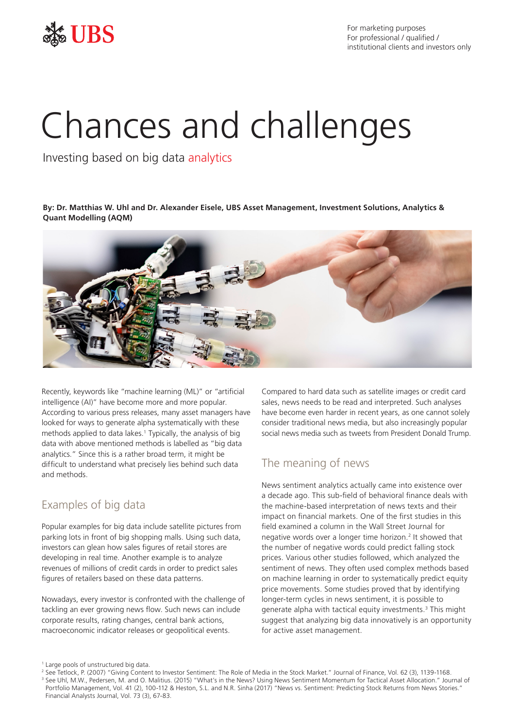For marketing purposes
For professional / qualified / institutional clients and investors only

# Chances and challenges

Investing based on big data analytics

**By: Dr. Matthias W. Uhl and Dr. Alexander Eisele, UBS Asset Management, Investment Solutions, Analytics & Quant Modelling (AQM)**

Recently, keywords like "machine learning (ML)" or "artificial intelligence (AI)" have become more and more popular. According to various press releases, many asset managers have looked for ways to generate alpha systematically with these methods applied to data lakes.[1] Typically, the analysis of big data with above mentioned methods is labelled as "big data analytics." Since this is a rather broad term, it might be difficult to understand what precisely lies behind such data and methods.

## Examples of big data

Popular examples for big data include satellite pictures from parking lots in front of big shopping malls. Using such data, investors can glean how sales figures of retail stores are developing in real time. Another example is to analyze revenues of millions of credit cards in order to predict sales figures of retailers based on these data patterns.

Nowadays, every investor is confronted with the challenge of tackling an ever growing news flow. Such news can include corporate results, rating changes, central bank actions, macroeconomic indicator releases or geopolitical events. Compared to hard data such as satellite images or credit card sales, news needs to be read and interpreted. Such analyses have become even harder in recent years, as one cannot solely consider traditional news media, but also increasingly popular social news media such as tweets from President Donald Trump.

## The meaning of news

News sentiment analytics actually came into existence over a decade ago. This sub-field of behavioral finance deals with the machine-based interpretation of news texts and their impact on financial markets. One of the first studies in this field examined a column in the Wall Street Journal for negative words over a longer time horizon.[2] It showed that the number of negative words could predict falling stock prices. Various other studies followed, which analyzed the sentiment of news. They often used complex methods based on machine learning in order to systematically predict equity price movements. Some studies proved that by identifying longer-term cycles in news sentiment, it is possible to generate alpha with tactical equity investments.[3] This might suggest that analyzing big data innovatively is an opportunity for active asset management.

[1] Large pools of unstructured big data.

[2] See Tetlock, P. (2007) "Giving Content to Investor Sentiment: The Role of Media in the Stock Market." Journal of Finance, Vol. 62 (3), 1139-1168.

[3] See Uhl, M.W., Pedersen, M. and O. Malitius. (2015) "What's in the News? Using News Sentiment Momentum for Tactical Asset Allocation." Journal of Portfolio Management, Vol. 41 (2), 100-112 & Heston, S.L. and N.R. Sinha (2017) "News vs. Sentiment: Predicting Stock Returns from News Stories." Financial Analysts Journal, Vol. 73 (3), 67-83.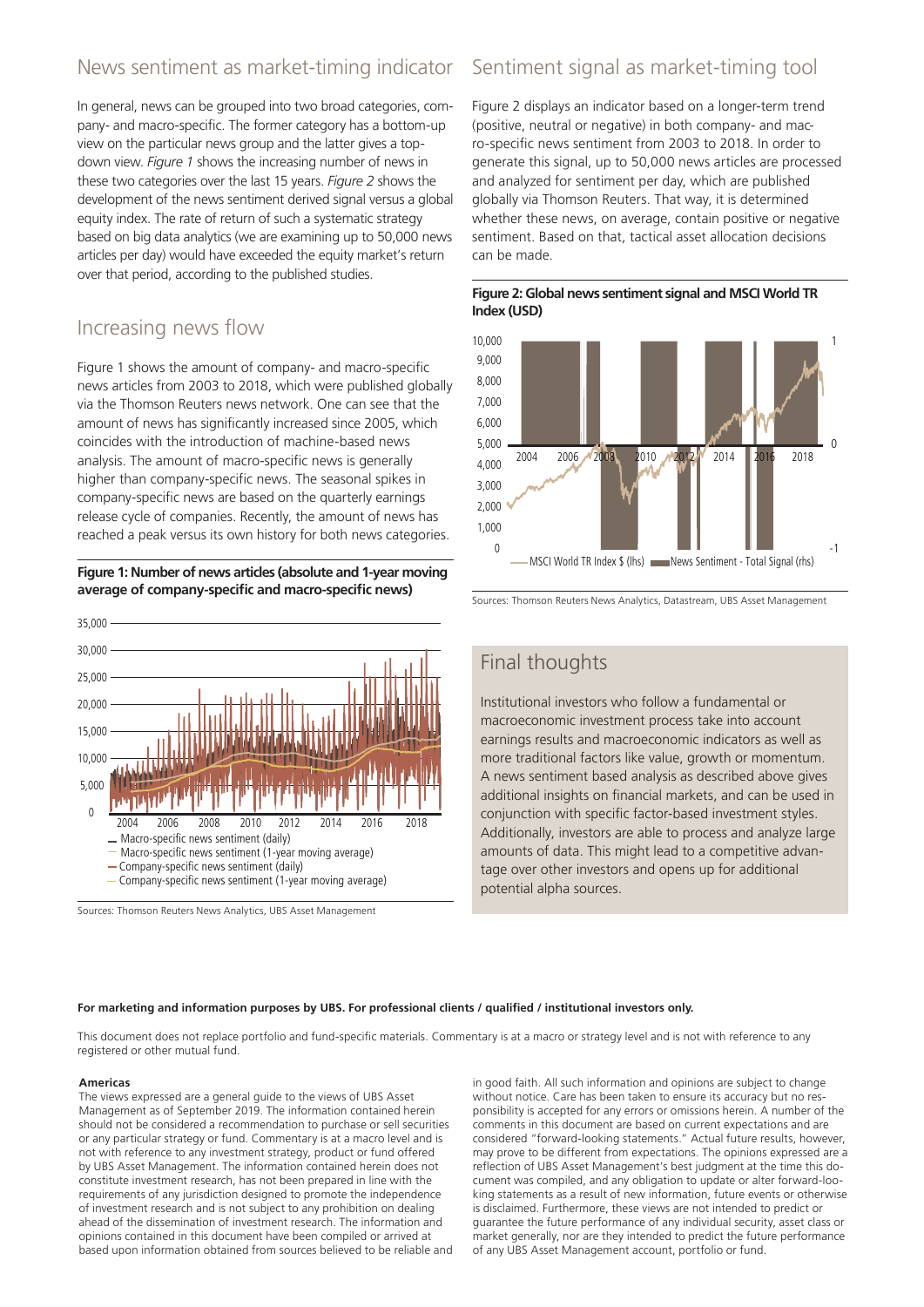## News sentiment as market-timing indicator

In general, news can be grouped into two broad categories, company- and macro-specific. The former category has a bottom-up view on the particular news group and the latter gives a top-down view. *Figure 1* shows the increasing number of news in these two categories over the last 15 years. *Figure 2* shows the development of the news sentiment derived signal versus a global equity index. The rate of return of such a systematic strategy based on big data analytics (we are examining up to 50,000 news articles per day) would have exceeded the equity market's return over that period, according to the published studies.

## Increasing news flow

Figure 1 shows the amount of company- and macro-specific news articles from 2003 to 2018, which were published globally via the Thomson Reuters news network. One can see that the amount of news has significantly increased since 2005, which coincides with the introduction of machine-based news analysis. The amount of macro-specific news is generally higher than company-specific news. The seasonal spikes in company-specific news are based on the quarterly earnings release cycle of companies. Recently, the amount of news has reached a peak versus its own history for both news categories.

**Figure 1: Number of news articles (absolute and 1-year moving average of company-specific and macro-specific news)**

35,000
30,000
25,000
20,000
15,000
10,000
5,000
0
2004 2006 2008 2010 2012 2014 2016 2018

Macro-specific news sentiment (daily)
Macro-specific news sentiment (1-year moving average)
Company-specific news sentiment (daily)
Company-specific news sentiment (1-year moving average)

Sources: Thomson Reuters News Analytics, UBS Asset Management

## Sentiment signal as market-timing tool

Figure 2 displays an indicator based on a longer-term trend (positive, neutral or negative) in both company- and macro-specific news sentiment from 2003 to 2018. In order to generate this signal, up to 50,000 news articles are processed and analyzed for sentiment per day, which are published globally via Thomson Reuters. That way, it is determined whether these news, on average, contain positive or negative sentiment. Based on that, tactical asset allocation decisions can be made.

**Figure 2: Global news sentiment signal and MSCI World TR Index (USD)**

10,000
9,000
8,000
7,000
6,000
5,000
4,000
3,000
2,000
1,000
0
1
0
-1
2004 2006 2008 2010 2012 2014 2016 2018

MSCI World TR Index $ (lhs)
News Sentiment - Total Signal (rhs)

Sources: Thomson Reuters News Analytics, Datastream, UBS Asset Management

## Final thoughts

Institutional investors who follow a fundamental or macroeconomic investment process take into account earnings results and macroeconomic indicators as well as more traditional factors like value, growth or momentum. A news sentiment based analysis as described above gives additional insights on financial markets, and can be used in conjunction with specific factor-based investment styles. Additionally, investors are able to process and analyze large amounts of data. This might lead to a competitive advantage over other investors and opens up for additional potential alpha sources.

**For marketing and information purposes by UBS. For professional clients / qualified / institutional investors only.**

This document does not replace portfolio and fund-specific materials. Commentary is at a macro or strategy level and is not with reference to any registered or other mutual fund.

**Americas**
The views expressed are a general guide to the views of UBS Asset Management as of September 2019. The information contained herein should not be considered a recommendation to purchase or sell securities or any particular strategy or fund. Commentary is at a macro level and is not with reference to any investment strategy, product or fund offered by UBS Asset Management. The information contained herein does not constitute investment research, has not been prepared in line with the requirements of any jurisdiction designed to promote the independence of investment research and is not subject to any prohibition on dealing ahead of the dissemination of investment research. The information and opinions contained in this document have been compiled or arrived at based upon information obtained from sources believed to be reliable and in good faith. All such information and opinions are subject to change without notice. Care has been taken to ensure its accuracy but no responsibility is accepted for any errors or omissions herein. A number of the comments in this document are based on current expectations and are considered "forward-looking statements." Actual future results, however, may prove to be different from expectations. The opinions expressed are a reflection of UBS Asset Management's best judgment at the time this document was compiled, and any obligation to update or alter forward-looking statements as a result of new information, future events or otherwise is disclaimed. Furthermore, these views are not intended to predict or guarantee the future performance of any individual security, asset class or market generally, nor are they intended to predict the future performance of any UBS Asset Management account, portfolio or fund.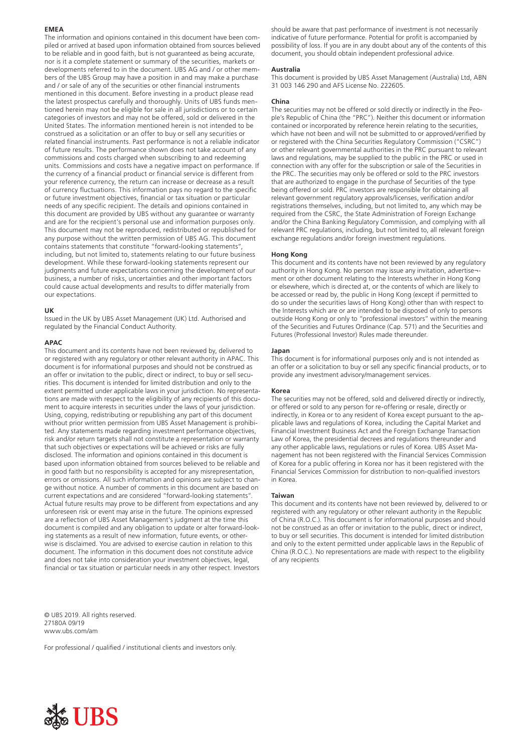### EMEA

The information and opinions contained in this document have been compiled or arrived at based upon information obtained from sources believed to be reliable and in good faith, but is not guaranteed as being accurate, nor is it a complete statement or summary of the securities, markets or developments referred to in the document. UBS AG and / or other members of the UBS Group may have a position in and may make a purchase and / or sale of any of the securities or other financial instruments mentioned in this document. Before investing in a product please read the latest prospectus carefully and thoroughly. Units of UBS funds mentioned herein may not be eligible for sale in all jurisdictions or to certain categories of investors and may not be offered, sold or delivered in the United States. The information mentioned herein is not intended to be construed as a solicitation or an offer to buy or sell any securities or related financial instruments. Past performance is not a reliable indicator of future results. The performance shown does not take account of any commissions and costs charged when subscribing to and redeeming units. Commissions and costs have a negative impact on performance. If the currency of a financial product or financial service is different from your reference currency, the return can increase or decrease as a result of currency fluctuations. This information pays no regard to the specific or future investment objectives, financial or tax situation or particular needs of any specific recipient. The details and opinions contained in this document are provided by UBS without any guarantee or warranty and are for the recipient's personal use and information purposes only. This document may not be reproduced, redistributed or republished for any purpose without the written permission of UBS AG. This document contains statements that constitute "forward-looking statements", including, but not limited to, statements relating to our future business development. While these forward-looking statements represent our judgments and future expectations concerning the development of our business, a number of risks, uncertainties and other important factors could cause actual developments and results to differ materially from our expectations.

### UK

Issued in the UK by UBS Asset Management (UK) Ltd. Authorised and regulated by the Financial Conduct Authority.

### APAC

This document and its contents have not been reviewed by, delivered to or registered with any regulatory or other relevant authority in APAC. This document is for informational purposes and should not be construed as an offer or invitation to the public, direct or indirect, to buy or sell securities. This document is intended for limited distribution and only to the extent permitted under applicable laws in your jurisdiction. No representations are made with respect to the eligibility of any recipients of this document to acquire interests in securities under the laws of your jurisdiction. Using, copying, redistributing or republishing any part of this document without prior written permission from UBS Asset Management is prohibited. Any statements made regarding investment performance objectives, risk and/or return targets shall not constitute a representation or warranty that such objectives or expectations will be achieved or risks are fully disclosed. The information and opinions contained in this document is based upon information obtained from sources believed to be reliable and in good faith but no responsibility is accepted for any misrepresentation, errors or omissions. All such information and opinions are subject to change without notice. A number of comments in this document are based on current expectations and are considered "forward-looking statements". Actual future results may prove to be different from expectations and any unforeseen risk or event may arise in the future. The opinions expressed are a reflection of UBS Asset Management's judgment at the time this document is compiled and any obligation to update or alter forward-looking statements as a result of new information, future events, or otherwise is disclaimed. You are advised to exercise caution in relation to this document. The information in this document does not constitute advice and does not take into consideration your investment objectives, legal, financial or tax situation or particular needs in any other respect. Investors should be aware that past performance of investment is not necessarily indicative of future performance. Potential for profit is accompanied by possibility of loss. If you are in any doubt about any of the contents of this document, you should obtain independent professional advice.

### Australia

This document is provided by UBS Asset Management (Australia) Ltd, ABN 31 003 146 290 and AFS License No. 222605.

### China

The securities may not be offered or sold directly or indirectly in the People's Republic of China (the "PRC"). Neither this document or information contained or incorporated by reference herein relating to the securities, which have not been and will not be submitted to or approved/verified by or registered with the China Securities Regulatory Commission ("CSRC") or other relevant governmental authorities in the PRC pursuant to relevant laws and regulations, may be supplied to the public in the PRC or used in connection with any offer for the subscription or sale of the Securities in the PRC. The securities may only be offered or sold to the PRC investors that are authorized to engage in the purchase of Securities of the type being offered or sold. PRC investors are responsible for obtaining all relevant government regulatory approvals/licenses, verification and/or registrations themselves, including, but not limited to, any which may be required from the CSRC, the State Administration of Foreign Exchange and/or the China Banking Regulatory Commission, and complying with all relevant PRC regulations, including, but not limited to, all relevant foreign exchange regulations and/or foreign investment regulations.

### Hong Kong

This document and its contents have not been reviewed by any regulatory authority in Hong Kong. No person may issue any invitation, advertise¬ment or other document relating to the Interests whether in Hong Kong or elsewhere, which is directed at, or the contents of which are likely to be accessed or read by, the public in Hong Kong (except if permitted to do so under the securities laws of Hong Kong) other than with respect to the Interests which are or are intended to be disposed of only to persons outside Hong Kong or only to "professional investors" within the meaning of the Securities and Futures Ordinance (Cap. 571) and the Securities and Futures (Professional Investor) Rules made thereunder.

### Japan

This document is for informational purposes only and is not intended as an offer or a solicitation to buy or sell any specific financial products, or to provide any investment advisory/management services.

### Korea

The securities may not be offered, sold and delivered directly or indirectly, or offered or sold to any person for re-offering or resale, directly or indirectly, in Korea or to any resident of Korea except pursuant to the applicable laws and regulations of Korea, including the Capital Market and Financial Investment Business Act and the Foreign Exchange Transaction Law of Korea, the presidential decrees and regulations thereunder and any other applicable laws, regulations or rules of Korea. UBS Asset Management has not been registered with the Financial Services Commission of Korea for a public offering in Korea nor has it been registered with the Financial Services Commission for distribution to non-qualified investors in Korea.

### Taiwan

This document and its contents have not been reviewed by, delivered to or registered with any regulatory or other relevant authority in the Republic of China (R.O.C.). This document is for informational purposes and should not be construed as an offer or invitation to the public, direct or indirect, to buy or sell securities. This document is intended for limited distribution and only to the extent permitted under applicable laws in the Republic of China (R.O.C.). No representations are made with respect to the eligibility of any recipients

© UBS 2019. All rights reserved.
27180A 09/19
www.ubs.com/am

For professional / qualified / institutional clients and investors only.

UBS